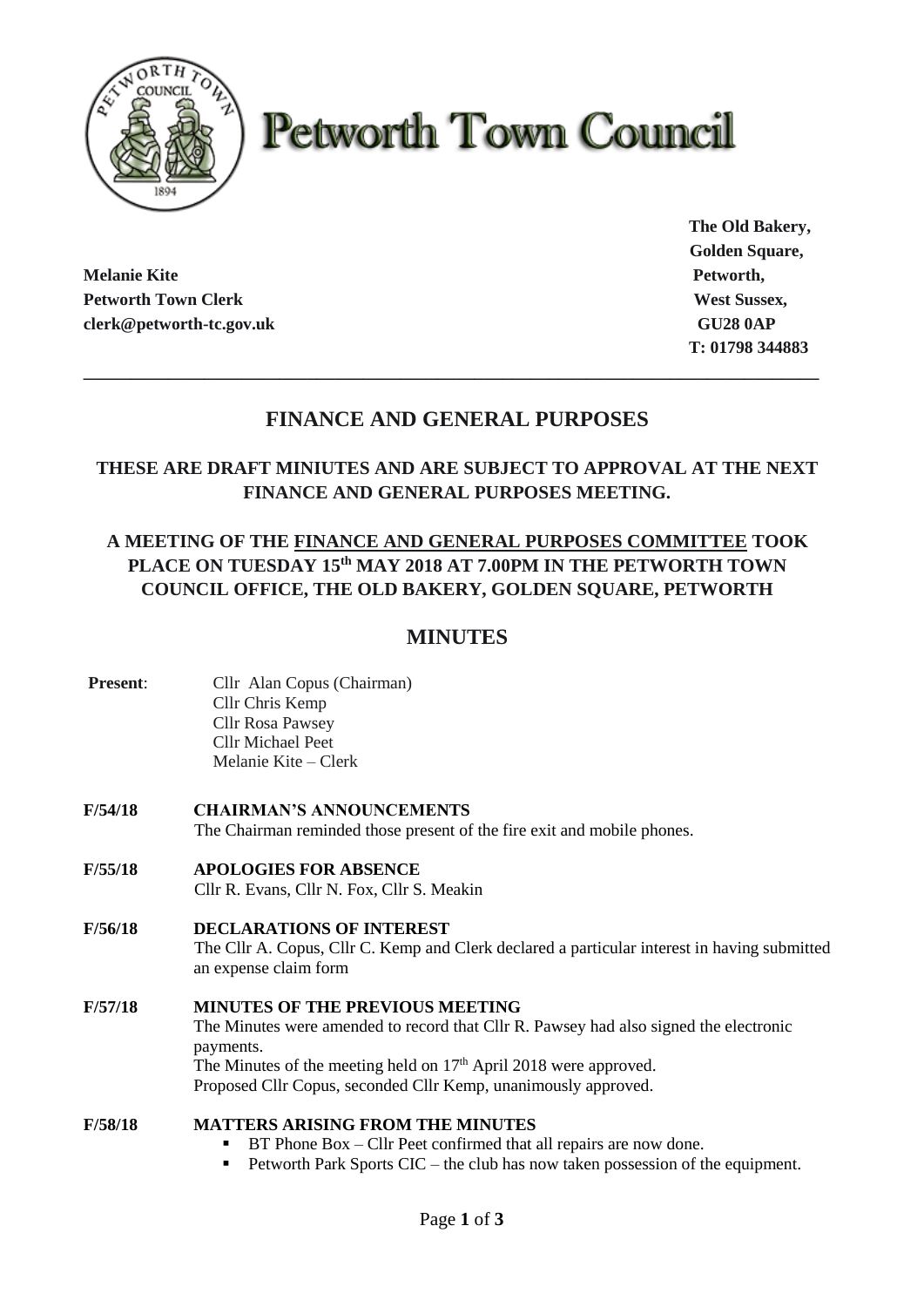# Petworth Town Council

**Melanie Kite**
**Petworth Town Clerk**
**clerk@petworth-tc.gov.uk**

**The Old Bakery,**
**Golden Square,**
**Petworth,**
**West Sussex,**
**GU28 0AP**
**T: 01798 344883**

---

## FINANCE AND GENERAL PURPOSES

### THESE ARE DRAFT MINUTES AND ARE SUBJECT TO APPROVAL AT THE NEXT FINANCE AND GENERAL PURPOSES MEETING.

### A MEETING OF THE FINANCE AND GENERAL PURPOSES COMMITTEE TOOK PLACE ON TUESDAY 15th MAY 2018 AT 7.00PM IN THE PETWORTH TOWN COUNCIL OFFICE, THE OLD BAKERY, GOLDEN SQUARE, PETWORTH

## MINUTES

**Present**:
Cllr Alan Copus (Chairman)
Cllr Chris Kemp
Cllr Rosa Pawsey
Cllr Michael Peet
Melanie Kite – Clerk

**F/54/18 CHAIRMAN'S ANNOUNCEMENTS**
The Chairman reminded those present of the fire exit and mobile phones.

**F/55/18 APOLOGIES FOR ABSENCE**
Cllr R. Evans, Cllr N. Fox, Cllr S. Meakin

**F/56/18 DECLARATIONS OF INTEREST**
The Cllr A. Copus, Cllr C. Kemp and Clerk declared a particular interest in having submitted an expense claim form

**F/57/18 MINUTES OF THE PREVIOUS MEETING**
The Minutes were amended to record that Cllr R. Pawsey had also signed the electronic payments.
The Minutes of the meeting held on 17th April 2018 were approved.
Proposed Cllr Copus, seconded Cllr Kemp, unanimously approved.

**F/58/18 MATTERS ARISING FROM THE MINUTES**
- BT Phone Box – Cllr Peet confirmed that all repairs are now done.
- Petworth Park Sports CIC – the club has now taken possession of the equipment.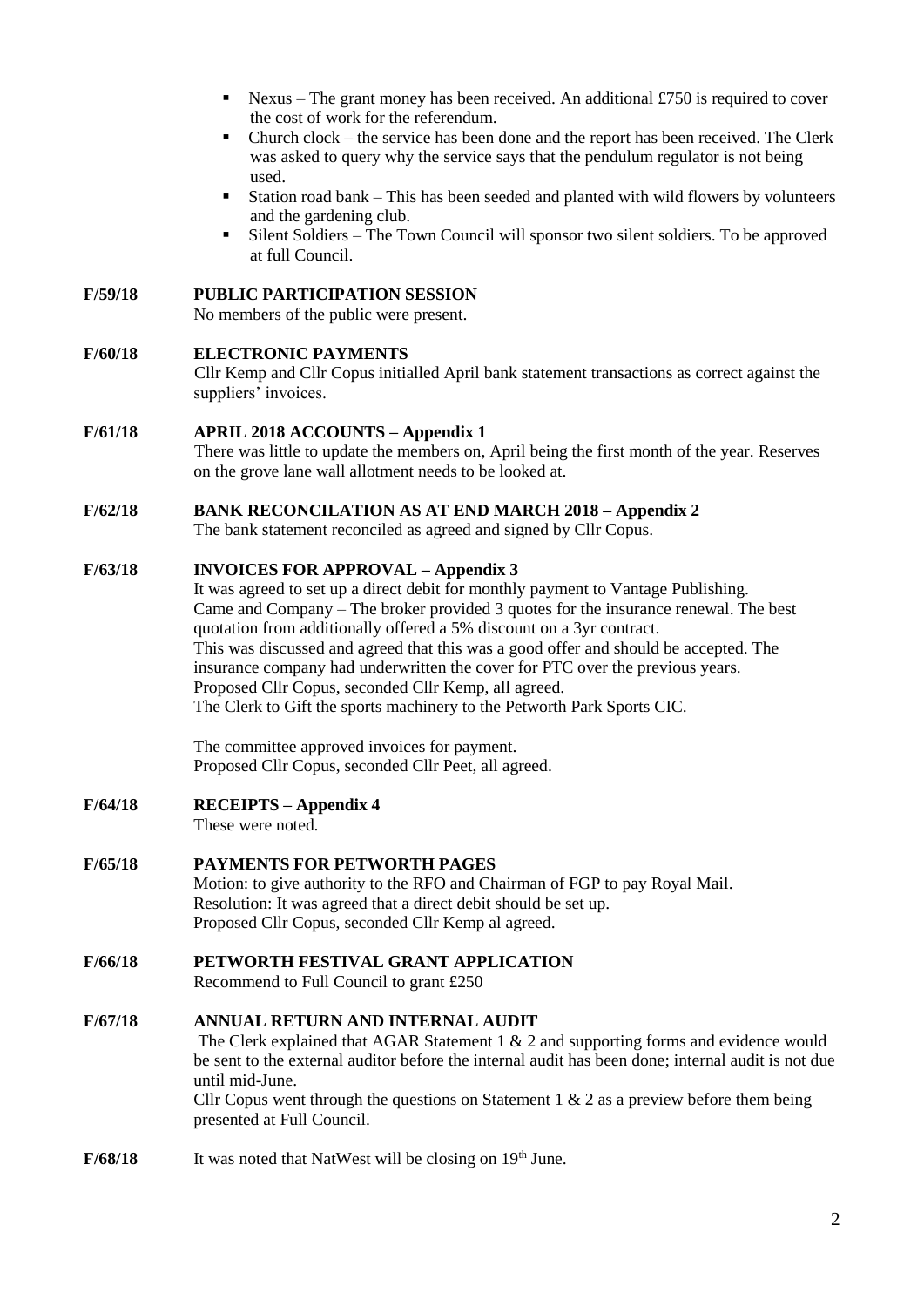- Nexus – The grant money has been received. An additional £750 is required to cover the cost of work for the referendum.
- Church clock – the service has been done and the report has been received. The Clerk was asked to query why the service says that the pendulum regulator is not being used.
- Station road bank – This has been seeded and planted with wild flowers by volunteers and the gardening club.
- Silent Soldiers – The Town Council will sponsor two silent soldiers. To be approved at full Council.

**F/59/18 PUBLIC PARTICIPATION SESSION**

No members of the public were present.

**F/60/18 ELECTRONIC PAYMENTS**

Cllr Kemp and Cllr Copus initialled April bank statement transactions as correct against the suppliers' invoices.

**F/61/18 APRIL 2018 ACCOUNTS – Appendix 1**

There was little to update the members on, April being the first month of the year. Reserves on the grove lane wall allotment needs to be looked at.

**F/62/18 BANK RECONCILATION AS AT END MARCH 2018 – Appendix 2**

The bank statement reconciled as agreed and signed by Cllr Copus.

**F/63/18 INVOICES FOR APPROVAL – Appendix 3**

It was agreed to set up a direct debit for monthly payment to Vantage Publishing.
Came and Company – The broker provided 3 quotes for the insurance renewal. The best quotation from additionally offered a 5% discount on a 3yr contract.
This was discussed and agreed that this was a good offer and should be accepted. The insurance company had underwritten the cover for PTC over the previous years.
Proposed Cllr Copus, seconded Cllr Kemp, all agreed.
The Clerk to Gift the sports machinery to the Petworth Park Sports CIC.

The committee approved invoices for payment.
Proposed Cllr Copus, seconded Cllr Peet, all agreed.

**F/64/18 RECEIPTS – Appendix 4**

These were noted.

**F/65/18 PAYMENTS FOR PETWORTH PAGES**

Motion: to give authority to the RFO and Chairman of FGP to pay Royal Mail.
Resolution: It was agreed that a direct debit should be set up.
Proposed Cllr Copus, seconded Cllr Kemp al agreed.

**F/66/18 PETWORTH FESTIVAL GRANT APPLICATION**

Recommend to Full Council to grant £250

**F/67/18 ANNUAL RETURN AND INTERNAL AUDIT**

The Clerk explained that AGAR Statement 1 & 2 and supporting forms and evidence would be sent to the external auditor before the internal audit has been done; internal audit is not due until mid-June.
Cllr Copus went through the questions on Statement 1 & 2 as a preview before them being presented at Full Council.

**F/68/18** It was noted that NatWest will be closing on 19th June.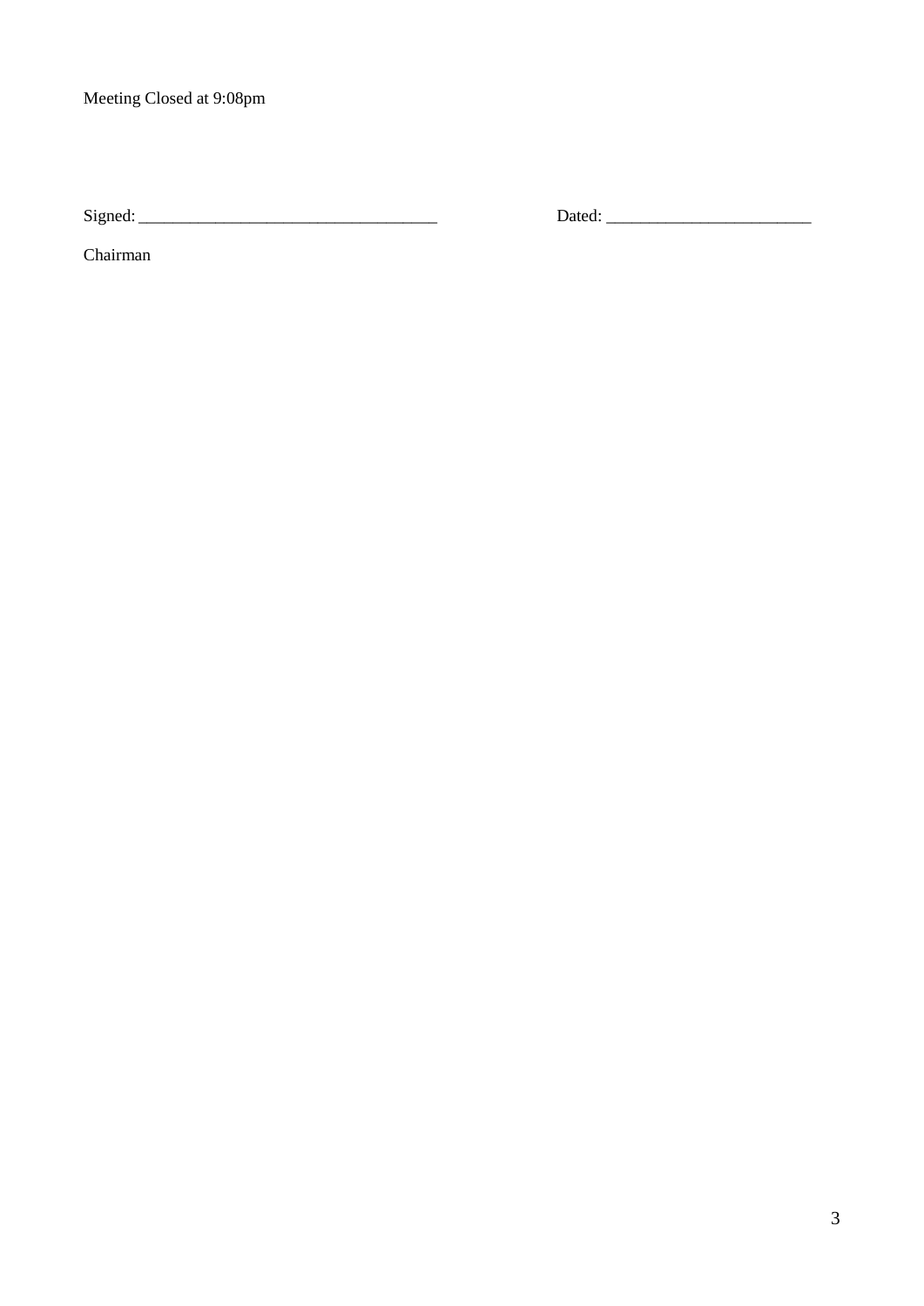Meeting Closed at 9:08pm

Signed: ___________________________________ Dated: ________________________

Chairman